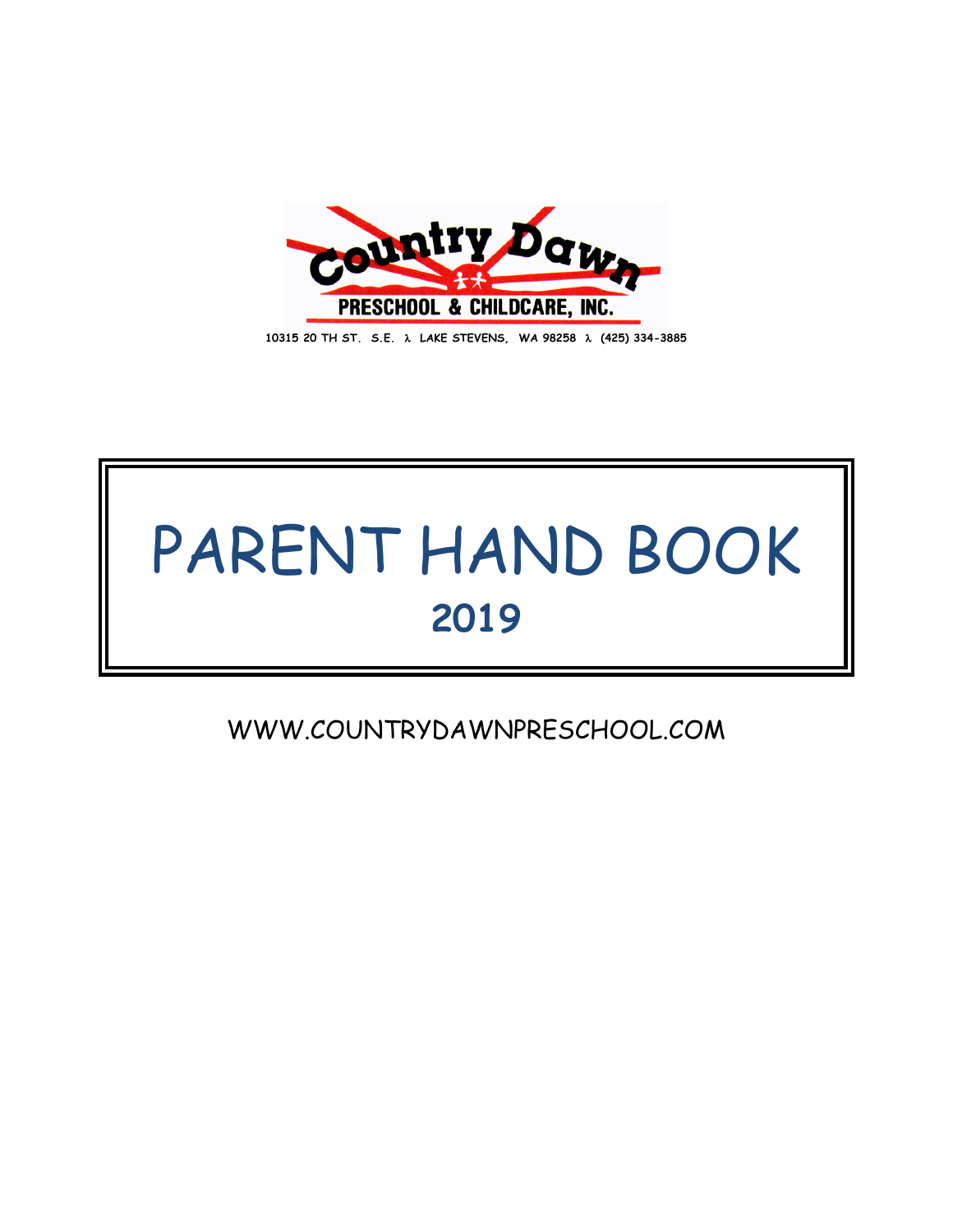Country Dawn

PRESCHOOL & CHILDCARE, INC.

10315 20 TH ST. S.E. λ LAKE STEVENS, WA 98258 λ (425) 334-3885

# PARENT HAND BOOK

## 2019

WWW.COUNTRYDAWNPRESCHOOL.COM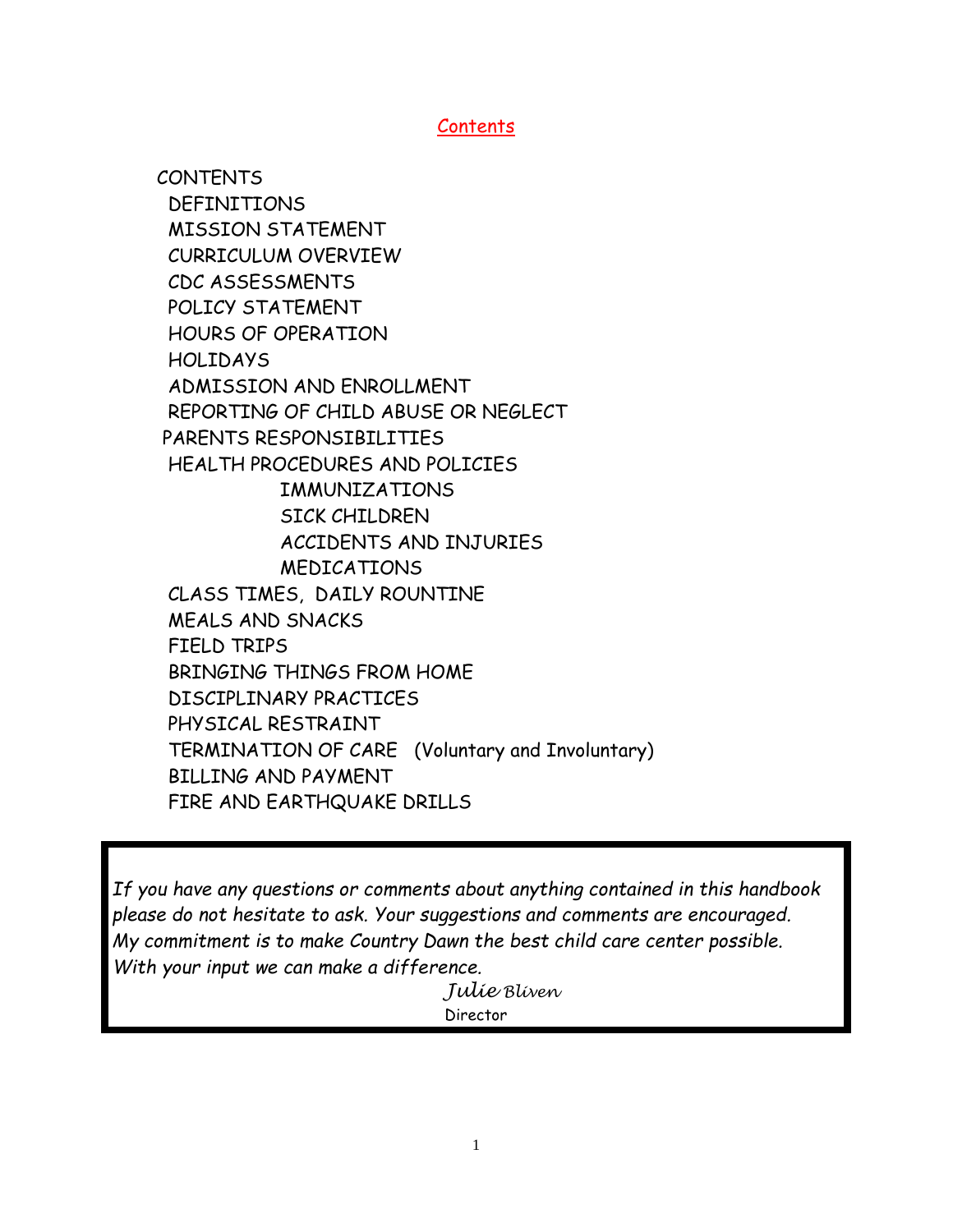## Contents

- CONTENTS
- DEFINITIONS
- MISSION STATEMENT
- CURRICULUM OVERVIEW
- CDC ASSESSMENTS
- POLICY STATEMENT
- HOURS OF OPERATION
- HOLIDAYS
- ADMISSION AND ENROLLMENT
- REPORTING OF CHILD ABUSE OR NEGLECT
- PARENTS RESPONSIBILITIES
- HEALTH PROCEDURES AND POLICIES
  - IMMUNIZATIONS
  - SICK CHILDREN
  - ACCIDENTS AND INJURIES
  - MEDICATIONS
- CLASS TIMES, DAILY ROUNTINE
- MEALS AND SNACKS
- FIELD TRIPS
- BRINGING THINGS FROM HOME
- DISCIPLINARY PRACTICES
- PHYSICAL RESTRAINT
- TERMINATION OF CARE (Voluntary and Involuntary)
- BILLING AND PAYMENT
- FIRE AND EARTHQUAKE DRILLS

*If you have any questions or comments about anything contained in this handbook please do not hesitate to ask. Your suggestions and comments are encouraged. My commitment is to make Country Dawn the best child care center possible. With your input we can make a difference.*

Julie Bliven
Director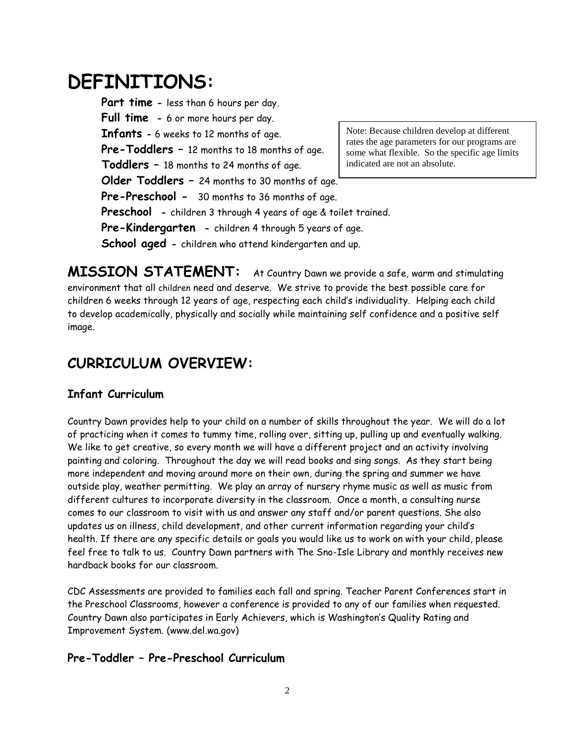# DEFINITIONS:

**Part time** - less than 6 hours per day.
**Full time** - 6 or more hours per day.
**Infants** - 6 weeks to 12 months of age.
**Pre-Toddlers** – 12 months to 18 months of age.
**Toddlers** – 18 months to 24 months of age.
**Older Toddlers** – 24 months to 30 months of age.
**Pre-Preschool** - 30 months to 36 months of age.
**Preschool** - children 3 through 4 years of age & toilet trained.
**Pre-Kindergarten** - children 4 through 5 years of age.
**School aged** - children who attend kindergarten and up.

Note: Because children develop at different rates the age parameters for our programs are some what flexible. So the specific age limits indicated are not an absolute.

**MISSION STATEMENT:** At Country Dawn we provide a safe, warm and stimulating environment that all children need and deserve. We strive to provide the best possible care for children 6 weeks through 12 years of age, respecting each child's individuality. Helping each child to develop academically, physically and socially while maintaining self confidence and a positive self image.

## CURRICULUM OVERVIEW:

### Infant Curriculum

Country Dawn provides help to your child on a number of skills throughout the year. We will do a lot of practicing when it comes to tummy time, rolling over, sitting up, pulling up and eventually walking. We like to get creative, so every month we will have a different project and an activity involving painting and coloring. Throughout the day we will read books and sing songs. As they start being more independent and moving around more on their own, during the spring and summer we have outside play, weather permitting. We play an array of nursery rhyme music as well as music from different cultures to incorporate diversity in the classroom. Once a month, a consulting nurse comes to our classroom to visit with us and answer any staff and/or parent questions. She also updates us on illness, child development, and other current information regarding your child's health. If there are any specific details or goals you would like us to work on with your child, please feel free to talk to us. Country Dawn partners with The Sno-Isle Library and monthly receives new hardback books for our classroom.

CDC Assessments are provided to families each fall and spring. Teacher Parent Conferences start in the Preschool Classrooms, however a conference is provided to any of our families when requested. Country Dawn also participates in Early Achievers, which is Washington's Quality Rating and Improvement System. (www.del.wa.gov)

### Pre-Toddler – Pre-Preschool Curriculum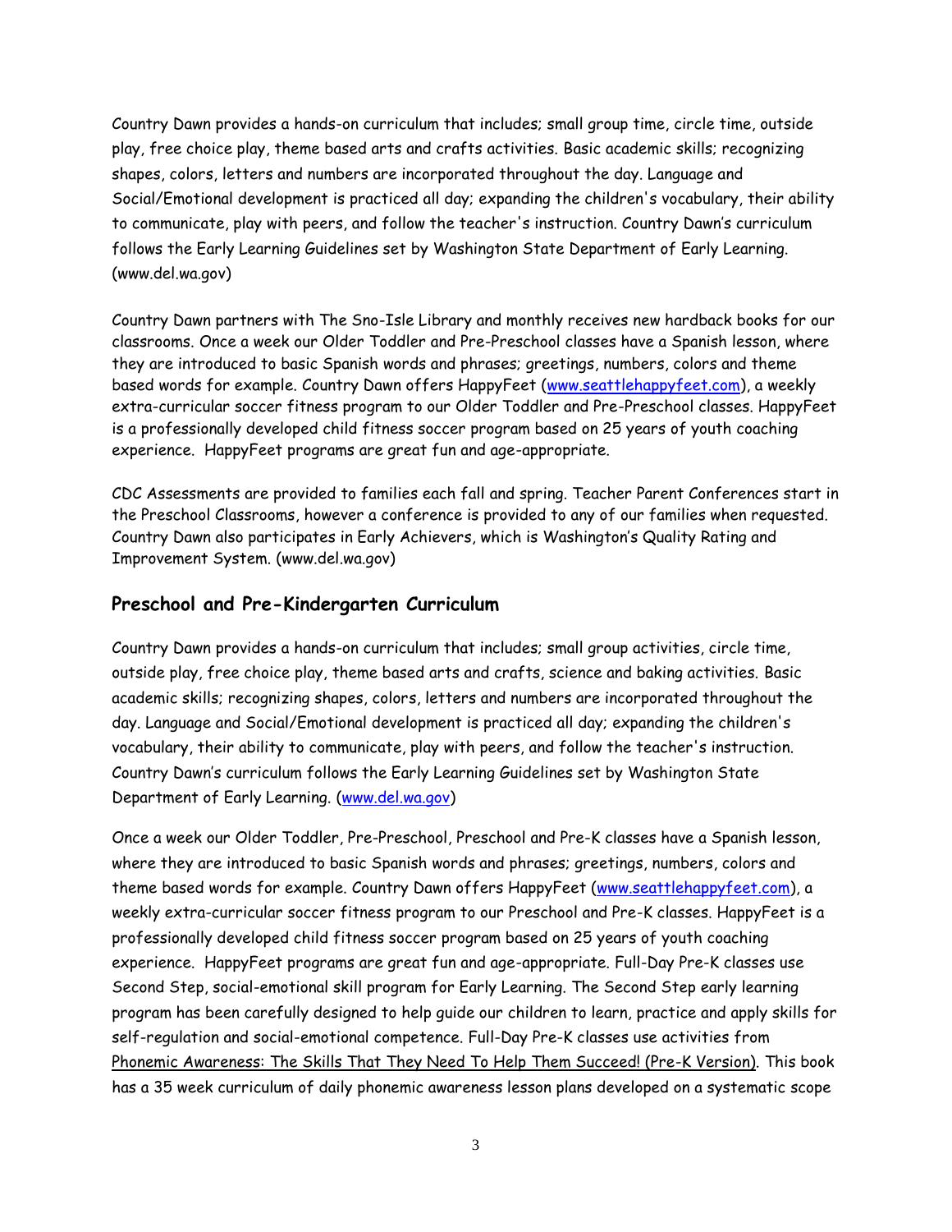Country Dawn provides a hands-on curriculum that includes; small group time, circle time, outside play, free choice play, theme based arts and crafts activities. Basic academic skills; recognizing shapes, colors, letters and numbers are incorporated throughout the day. Language and Social/Emotional development is practiced all day; expanding the children's vocabulary, their ability to communicate, play with peers, and follow the teacher's instruction. Country Dawn's curriculum follows the Early Learning Guidelines set by Washington State Department of Early Learning. (www.del.wa.gov)

Country Dawn partners with The Sno-Isle Library and monthly receives new hardback books for our classrooms. Once a week our Older Toddler and Pre-Preschool classes have a Spanish lesson, where they are introduced to basic Spanish words and phrases; greetings, numbers, colors and theme based words for example. Country Dawn offers HappyFeet (www.seattlehappyfeet.com), a weekly extra-curricular soccer fitness program to our Older Toddler and Pre-Preschool classes. HappyFeet is a professionally developed child fitness soccer program based on 25 years of youth coaching experience. HappyFeet programs are great fun and age-appropriate.

CDC Assessments are provided to families each fall and spring. Teacher Parent Conferences start in the Preschool Classrooms, however a conference is provided to any of our families when requested. Country Dawn also participates in Early Achievers, which is Washington's Quality Rating and Improvement System. (www.del.wa.gov)

## Preschool and Pre-Kindergarten Curriculum

Country Dawn provides a hands-on curriculum that includes; small group activities, circle time, outside play, free choice play, theme based arts and crafts, science and baking activities. Basic academic skills; recognizing shapes, colors, letters and numbers are incorporated throughout the day. Language and Social/Emotional development is practiced all day; expanding the children's vocabulary, their ability to communicate, play with peers, and follow the teacher's instruction. Country Dawn's curriculum follows the Early Learning Guidelines set by Washington State Department of Early Learning. (www.del.wa.gov)

Once a week our Older Toddler, Pre-Preschool, Preschool and Pre-K classes have a Spanish lesson, where they are introduced to basic Spanish words and phrases; greetings, numbers, colors and theme based words for example. Country Dawn offers HappyFeet (www.seattlehappyfeet.com), a weekly extra-curricular soccer fitness program to our Preschool and Pre-K classes. HappyFeet is a professionally developed child fitness soccer program based on 25 years of youth coaching experience. HappyFeet programs are great fun and age-appropriate. Full-Day Pre-K classes use Second Step, social-emotional skill program for Early Learning. The Second Step early learning program has been carefully designed to help guide our children to learn, practice and apply skills for self-regulation and social-emotional competence. Full-Day Pre-K classes use activities from Phonemic Awareness: The Skills That They Need To Help Them Succeed! (Pre-K Version). This book has a 35 week curriculum of daily phonemic awareness lesson plans developed on a systematic scope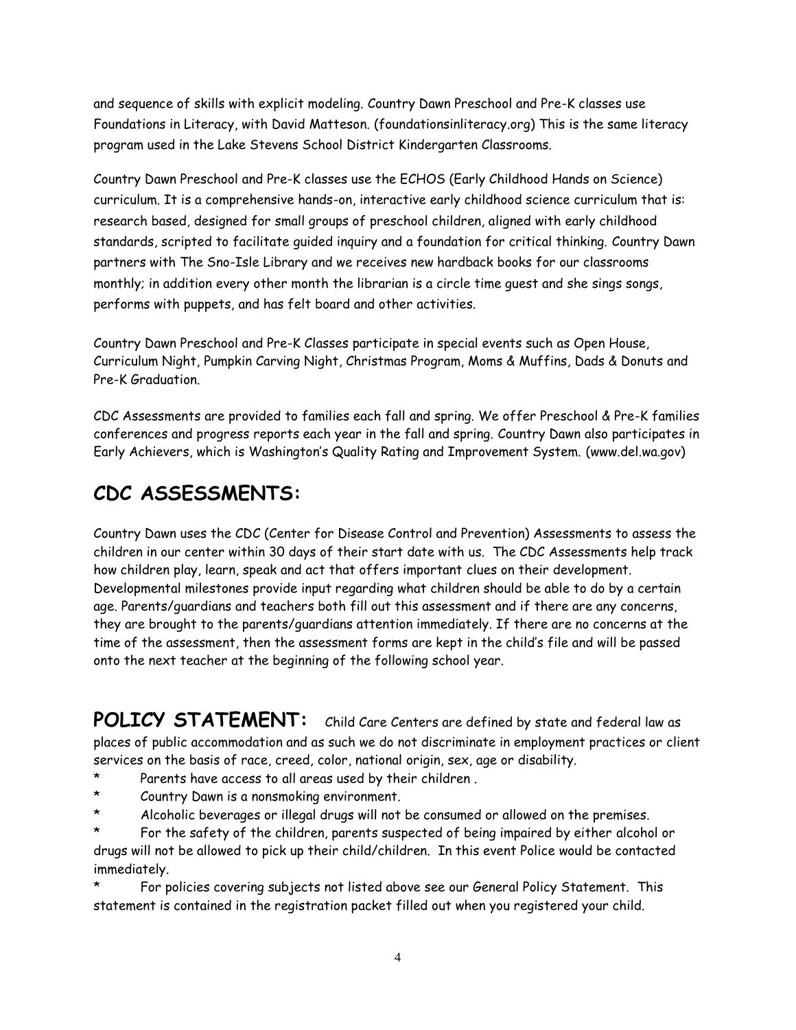and sequence of skills with explicit modeling. Country Dawn Preschool and Pre-K classes use Foundations in Literacy, with David Matteson. (foundationsinliteracy.org) This is the same literacy program used in the Lake Stevens School District Kindergarten Classrooms.

Country Dawn Preschool and Pre-K classes use the ECHOS (Early Childhood Hands on Science) curriculum. It is a comprehensive hands-on, interactive early childhood science curriculum that is: research based, designed for small groups of preschool children, aligned with early childhood standards, scripted to facilitate guided inquiry and a foundation for critical thinking. Country Dawn partners with The Sno-Isle Library and we receives new hardback books for our classrooms monthly; in addition every other month the librarian is a circle time guest and she sings songs, performs with puppets, and has felt board and other activities.

Country Dawn Preschool and Pre-K Classes participate in special events such as Open House, Curriculum Night, Pumpkin Carving Night, Christmas Program, Moms & Muffins, Dads & Donuts and Pre-K Graduation.

CDC Assessments are provided to families each fall and spring. We offer Preschool & Pre-K families conferences and progress reports each year in the fall and spring. Country Dawn also participates in Early Achievers, which is Washington's Quality Rating and Improvement System. (www.del.wa.gov)

## CDC ASSESSMENTS:

Country Dawn uses the CDC (Center for Disease Control and Prevention) Assessments to assess the children in our center within 30 days of their start date with us. The CDC Assessments help track how children play, learn, speak and act that offers important clues on their development. Developmental milestones provide input regarding what children should be able to do by a certain age. Parents/guardians and teachers both fill out this assessment and if there are any concerns, they are brought to the parents/guardians attention immediately. If there are no concerns at the time of the assessment, then the assessment forms are kept in the child's file and will be passed onto the next teacher at the beginning of the following school year.

**POLICY STATEMENT:** Child Care Centers are defined by state and federal law as places of public accommodation and as such we do not discriminate in employment practices or client services on the basis of race, creed, color, national origin, sex, age or disability.

* Parents have access to all areas used by their children .
* Country Dawn is a nonsmoking environment.
* Alcoholic beverages or illegal drugs will not be consumed or allowed on the premises.
* For the safety of the children, parents suspected of being impaired by either alcohol or drugs will not be allowed to pick up their child/children. In this event Police would be contacted immediately.
* For policies covering subjects not listed above see our General Policy Statement. This statement is contained in the registration packet filled out when you registered your child.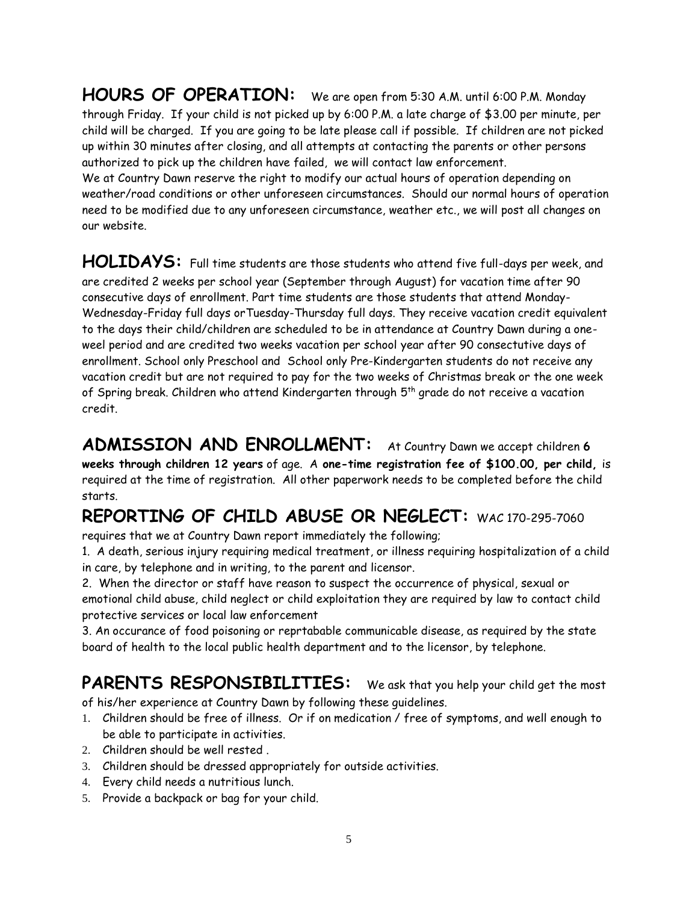**HOURS OF OPERATION:** We are open from 5:30 A.M. until 6:00 P.M. Monday through Friday. If your child is not picked up by 6:00 P.M. a late charge of $3.00 per minute, per child will be charged. If you are going to be late please call if possible. If children are not picked up within 30 minutes after closing, and all attempts at contacting the parents or other persons authorized to pick up the children have failed, we will contact law enforcement.
We at Country Dawn reserve the right to modify our actual hours of operation depending on weather/road conditions or other unforeseen circumstances. Should our normal hours of operation need to be modified due to any unforeseen circumstance, weather etc., we will post all changes on our website.

**HOLIDAYS:** Full time students are those students who attend five full-days per week, and are credited 2 weeks per school year (September through August) for vacation time after 90 consecutive days of enrollment. Part time students are those students that attend Monday-Wednesday-Friday full days orTuesday-Thursday full days. They receive vacation credit equivalent to the days their child/children are scheduled to be in attendance at Country Dawn during a one-weel period and are credited two weeks vacation per school year after 90 consectutive days of enrollment. School only Preschool and School only Pre-Kindergarten students do not receive any vacation credit but are not required to pay for the two weeks of Christmas break or the one week of Spring break. Children who attend Kindergarten through 5th grade do not receive a vacation credit.

**ADMISSION AND ENROLLMENT:** At Country Dawn we accept children **6 weeks through children 12 years** of age. A **one-time registration fee of $100.00, per child,** is required at the time of registration. All other paperwork needs to be completed before the child starts.

**REPORTING OF CHILD ABUSE OR NEGLECT:** WAC 170-295-7060 requires that we at Country Dawn report immediately the following;

1. A death, serious injury requiring medical treatment, or illness requiring hospitalization of a child in care, by telephone and in writing, to the parent and licensor.
2. When the director or staff have reason to suspect the occurrence of physical, sexual or emotional child abuse, child neglect or child exploitation they are required by law to contact child protective services or local law enforcement
3. An occurance of food poisoning or reprtabable communicable disease, as required by the state board of health to the local public health department and to the licensor, by telephone.

**PARENTS RESPONSIBILITIES:** We ask that you help your child get the most of his/her experience at Country Dawn by following these guidelines.

1. Children should be free of illness. Or if on medication / free of symptoms, and well enough to be able to participate in activities.
2. Children should be well rested .
3. Children should be dressed appropriately for outside activities.
4. Every child needs a nutritious lunch.
5. Provide a backpack or bag for your child.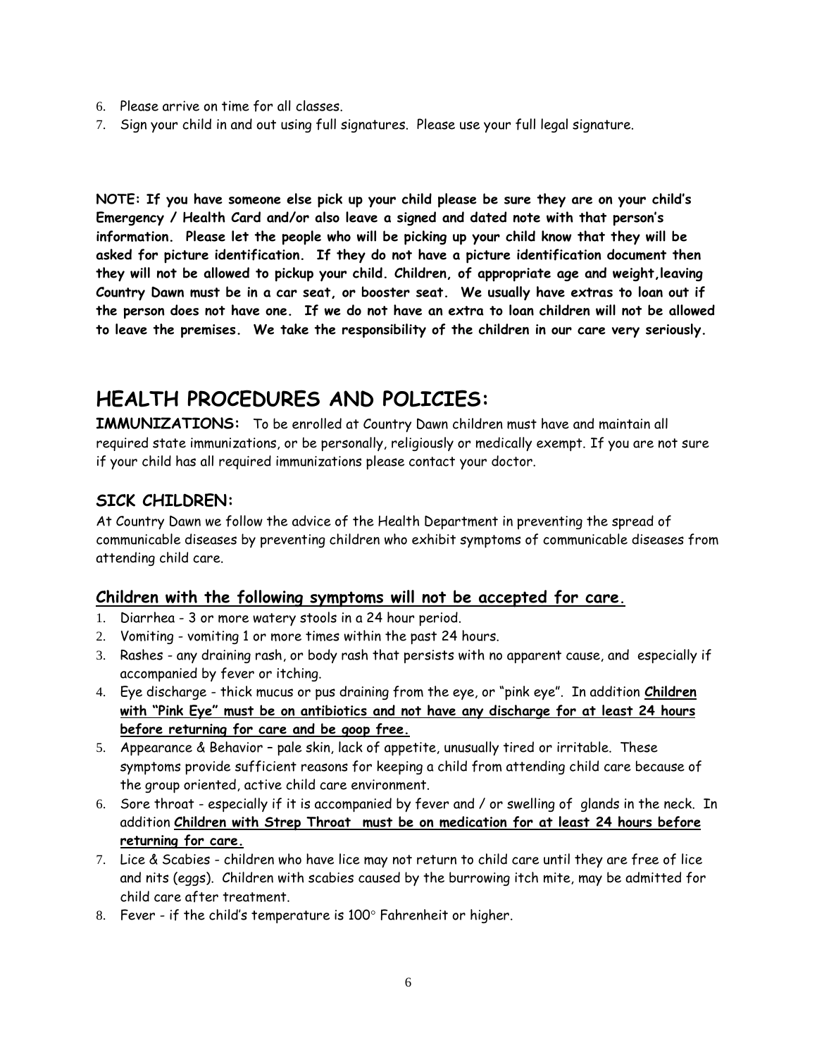6. Please arrive on time for all classes.
7. Sign your child in and out using full signatures. Please use your full legal signature.

**NOTE: If you have someone else pick up your child please be sure they are on your child's Emergency / Health Card and/or also leave a signed and dated note with that person's information. Please let the people who will be picking up your child know that they will be asked for picture identification. If they do not have a picture identification document then they will not be allowed to pickup your child. Children, of appropriate age and weight,leaving Country Dawn must be in a car seat, or booster seat. We usually have extras to loan out if the person does not have one. If we do not have an extra to loan children will not be allowed to leave the premises. We take the responsibility of the children in our care very seriously.**

# HEALTH PROCEDURES AND POLICIES:

**IMMUNIZATIONS:** To be enrolled at Country Dawn children must have and maintain all required state immunizations, or be personally, religiously or medically exempt. If you are not sure if your child has all required immunizations please contact your doctor.

## SICK CHILDREN:

At Country Dawn we follow the advice of the Health Department in preventing the spread of communicable diseases by preventing children who exhibit symptoms of communicable diseases from attending child care.

### Children with the following symptoms will not be accepted for care.

1. Diarrhea - 3 or more watery stools in a 24 hour period.
2. Vomiting - vomiting 1 or more times within the past 24 hours.
3. Rashes - any draining rash, or body rash that persists with no apparent cause, and especially if accompanied by fever or itching.
4. Eye discharge - thick mucus or pus draining from the eye, or "pink eye". In addition **Children with "Pink Eye" must be on antibiotics and not have any discharge for at least 24 hours before returning for care and be goop free.**
5. Appearance & Behavior – pale skin, lack of appetite, unusually tired or irritable. These symptoms provide sufficient reasons for keeping a child from attending child care because of the group oriented, active child care environment.
6. Sore throat - especially if it is accompanied by fever and / or swelling of glands in the neck. In addition **Children with Strep Throat must be on medication for at least 24 hours before returning for care.**
7. Lice & Scabies - children who have lice may not return to child care until they are free of lice and nits (eggs). Children with scabies caused by the burrowing itch mite, may be admitted for child care after treatment.
8. Fever - if the child's temperature is 100° Fahrenheit or higher.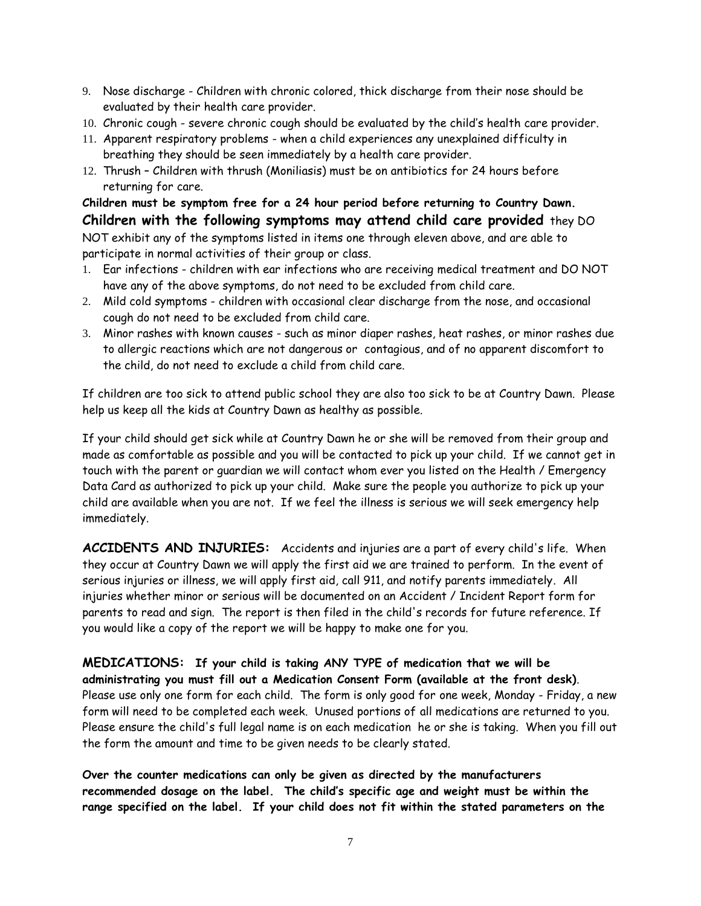9. Nose discharge - Children with chronic colored, thick discharge from their nose should be evaluated by their health care provider.
10. Chronic cough - severe chronic cough should be evaluated by the child's health care provider.
11. Apparent respiratory problems - when a child experiences any unexplained difficulty in breathing they should be seen immediately by a health care provider.
12. Thrush – Children with thrush (Moniliasis) must be on antibiotics for 24 hours before returning for care.

**Children must be symptom free for a 24 hour period before returning to Country Dawn.**

**Children with the following symptoms may attend child care provided** they DO NOT exhibit any of the symptoms listed in items one through eleven above, and are able to participate in normal activities of their group or class.

1. Ear infections - children with ear infections who are receiving medical treatment and DO NOT have any of the above symptoms, do not need to be excluded from child care.
2. Mild cold symptoms - children with occasional clear discharge from the nose, and occasional cough do not need to be excluded from child care.
3. Minor rashes with known causes - such as minor diaper rashes, heat rashes, or minor rashes due to allergic reactions which are not dangerous or contagious, and of no apparent discomfort to the child, do not need to exclude a child from child care.

If children are too sick to attend public school they are also too sick to be at Country Dawn. Please help us keep all the kids at Country Dawn as healthy as possible.

If your child should get sick while at Country Dawn he or she will be removed from their group and made as comfortable as possible and you will be contacted to pick up your child. If we cannot get in touch with the parent or guardian we will contact whom ever you listed on the Health / Emergency Data Card as authorized to pick up your child. Make sure the people you authorize to pick up your child are available when you are not. If we feel the illness is serious we will seek emergency help immediately.

**ACCIDENTS AND INJURIES:** Accidents and injuries are a part of every child's life. When they occur at Country Dawn we will apply the first aid we are trained to perform. In the event of serious injuries or illness, we will apply first aid, call 911, and notify parents immediately. All injuries whether minor or serious will be documented on an Accident / Incident Report form for parents to read and sign. The report is then filed in the child's records for future reference. If you would like a copy of the report we will be happy to make one for you.

**MEDICATIONS: If your child is taking ANY TYPE of medication that we will be administrating you must fill out a Medication Consent Form (available at the front desk)**. Please use only one form for each child. The form is only good for one week, Monday - Friday, a new form will need to be completed each week. Unused portions of all medications are returned to you. Please ensure the child's full legal name is on each medication he or she is taking. When you fill out the form the amount and time to be given needs to be clearly stated.

**Over the counter medications can only be given as directed by the manufacturers recommended dosage on the label. The child's specific age and weight must be within the range specified on the label. If your child does not fit within the stated parameters on the**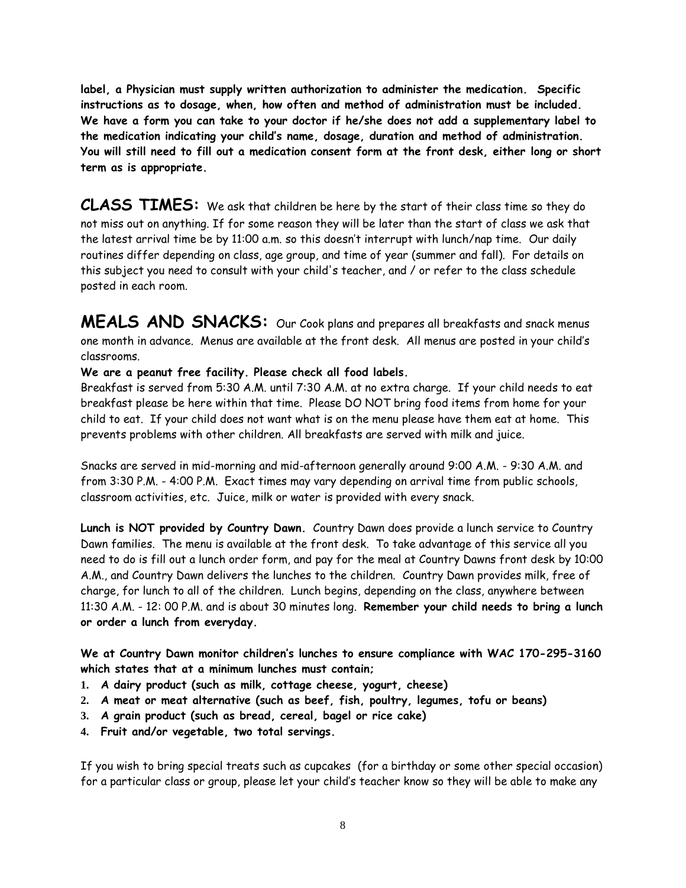**label, a Physician must supply written authorization to administer the medication. Specific instructions as to dosage, when, how often and method of administration must be included. We have a form you can take to your doctor if he/she does not add a supplementary label to the medication indicating your child's name, dosage, duration and method of administration. You will still need to fill out a medication consent form at the front desk, either long or short term as is appropriate.**

## CLASS TIMES:

We ask that children be here by the start of their class time so they do not miss out on anything. If for some reason they will be later than the start of class we ask that the latest arrival time be by 11:00 a.m. so this doesn't interrupt with lunch/nap time. Our daily routines differ depending on class, age group, and time of year (summer and fall). For details on this subject you need to consult with your child's teacher, and / or refer to the class schedule posted in each room.

## MEALS AND SNACKS:

Our Cook plans and prepares all breakfasts and snack menus one month in advance. Menus are available at the front desk. All menus are posted in your child's classrooms.

**We are a peanut free facility. Please check all food labels.**

Breakfast is served from 5:30 A.M. until 7:30 A.M. at no extra charge. If your child needs to eat breakfast please be here within that time. Please DO NOT bring food items from home for your child to eat. If your child does not want what is on the menu please have them eat at home. This prevents problems with other children. All breakfasts are served with milk and juice.

Snacks are served in mid-morning and mid-afternoon generally around 9:00 A.M. - 9:30 A.M. and from 3:30 P.M. - 4:00 P.M. Exact times may vary depending on arrival time from public schools, classroom activities, etc. Juice, milk or water is provided with every snack.

**Lunch is NOT provided by Country Dawn.** Country Dawn does provide a lunch service to Country Dawn families. The menu is available at the front desk. To take advantage of this service all you need to do is fill out a lunch order form, and pay for the meal at Country Dawns front desk by 10:00 A.M., and Country Dawn delivers the lunches to the children. Country Dawn provides milk, free of charge, for lunch to all of the children. Lunch begins, depending on the class, anywhere between 11:30 A.M. - 12: 00 P.M. and is about 30 minutes long. **Remember your child needs to bring a lunch or order a lunch from everyday.**

**We at Country Dawn monitor children's lunches to ensure compliance with WAC 170-295-3160 which states that at a minimum lunches must contain;**

1. **A dairy product (such as milk, cottage cheese, yogurt, cheese)**
2. **A meat or meat alternative (such as beef, fish, poultry, legumes, tofu or beans)**
3. **A grain product (such as bread, cereal, bagel or rice cake)**
4. **Fruit and/or vegetable, two total servings.**

If you wish to bring special treats such as cupcakes (for a birthday or some other special occasion) for a particular class or group, please let your child's teacher know so they will be able to make any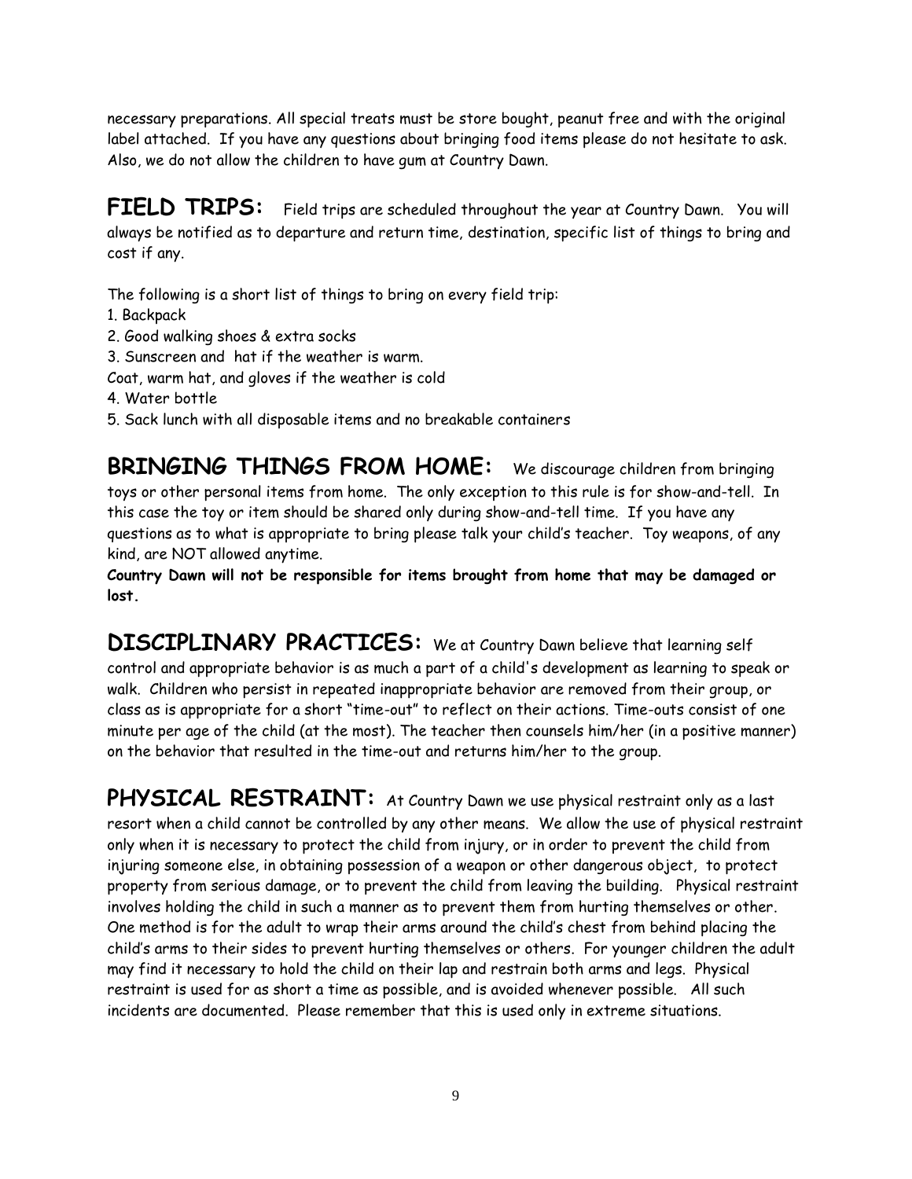necessary preparations. All special treats must be store bought, peanut free and with the original label attached. If you have any questions about bringing food items please do not hesitate to ask. Also, we do not allow the children to have gum at Country Dawn.

**FIELD TRIPS:** Field trips are scheduled throughout the year at Country Dawn. You will always be notified as to departure and return time, destination, specific list of things to bring and cost if any.

The following is a short list of things to bring on every field trip:

1. Backpack
2. Good walking shoes & extra socks
3. Sunscreen and hat if the weather is warm.
   Coat, warm hat, and gloves if the weather is cold
4. Water bottle
5. Sack lunch with all disposable items and no breakable containers

**BRINGING THINGS FROM HOME:** We discourage children from bringing toys or other personal items from home. The only exception to this rule is for show-and-tell. In this case the toy or item should be shared only during show-and-tell time. If you have any questions as to what is appropriate to bring please talk your child's teacher. Toy weapons, of any kind, are NOT allowed anytime.

**Country Dawn will not be responsible for items brought from home that may be damaged or lost.**

**DISCIPLINARY PRACTICES:** We at Country Dawn believe that learning self control and appropriate behavior is as much a part of a child's development as learning to speak or walk. Children who persist in repeated inappropriate behavior are removed from their group, or class as is appropriate for a short "time-out" to reflect on their actions. Time-outs consist of one minute per age of the child (at the most). The teacher then counsels him/her (in a positive manner) on the behavior that resulted in the time-out and returns him/her to the group.

**PHYSICAL RESTRAINT:** At Country Dawn we use physical restraint only as a last resort when a child cannot be controlled by any other means. We allow the use of physical restraint only when it is necessary to protect the child from injury, or in order to prevent the child from injuring someone else, in obtaining possession of a weapon or other dangerous object, to protect property from serious damage, or to prevent the child from leaving the building. Physical restraint involves holding the child in such a manner as to prevent them from hurting themselves or other. One method is for the adult to wrap their arms around the child's chest from behind placing the child's arms to their sides to prevent hurting themselves or others. For younger children the adult may find it necessary to hold the child on their lap and restrain both arms and legs. Physical restraint is used for as short a time as possible, and is avoided whenever possible. All such incidents are documented. Please remember that this is used only in extreme situations.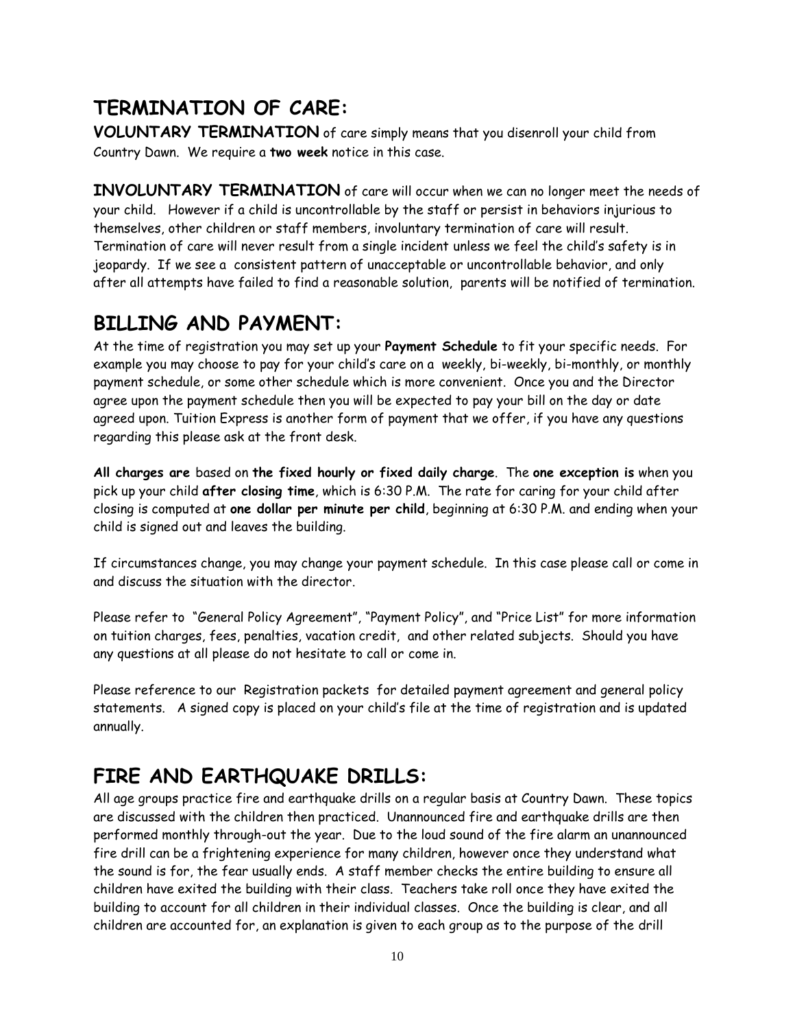## TERMINATION OF CARE:

**VOLUNTARY TERMINATION** of care simply means that you disenroll your child from Country Dawn. We require a **two week** notice in this case.

**INVOLUNTARY TERMINATION** of care will occur when we can no longer meet the needs of your child. However if a child is uncontrollable by the staff or persist in behaviors injurious to themselves, other children or staff members, involuntary termination of care will result. Termination of care will never result from a single incident unless we feel the child's safety is in jeopardy. If we see a consistent pattern of unacceptable or uncontrollable behavior, and only after all attempts have failed to find a reasonable solution, parents will be notified of termination.

## BILLING AND PAYMENT:

At the time of registration you may set up your **Payment Schedule** to fit your specific needs. For example you may choose to pay for your child's care on a weekly, bi-weekly, bi-monthly, or monthly payment schedule, or some other schedule which is more convenient. Once you and the Director agree upon the payment schedule then you will be expected to pay your bill on the day or date agreed upon. Tuition Express is another form of payment that we offer, if you have any questions regarding this please ask at the front desk.

**All charges are** based on **the fixed hourly or fixed daily charge**. The **one exception is** when you pick up your child **after closing time**, which is 6:30 P.M. The rate for caring for your child after closing is computed at **one dollar per minute per child**, beginning at 6:30 P.M. and ending when your child is signed out and leaves the building.

If circumstances change, you may change your payment schedule. In this case please call or come in and discuss the situation with the director.

Please refer to "General Policy Agreement", "Payment Policy", and "Price List" for more information on tuition charges, fees, penalties, vacation credit, and other related subjects. Should you have any questions at all please do not hesitate to call or come in.

Please reference to our Registration packets for detailed payment agreement and general policy statements. A signed copy is placed on your child's file at the time of registration and is updated annually.

## FIRE AND EARTHQUAKE DRILLS:

All age groups practice fire and earthquake drills on a regular basis at Country Dawn. These topics are discussed with the children then practiced. Unannounced fire and earthquake drills are then performed monthly through-out the year. Due to the loud sound of the fire alarm an unannounced fire drill can be a frightening experience for many children, however once they understand what the sound is for, the fear usually ends. A staff member checks the entire building to ensure all children have exited the building with their class. Teachers take roll once they have exited the building to account for all children in their individual classes. Once the building is clear, and all children are accounted for, an explanation is given to each group as to the purpose of the drill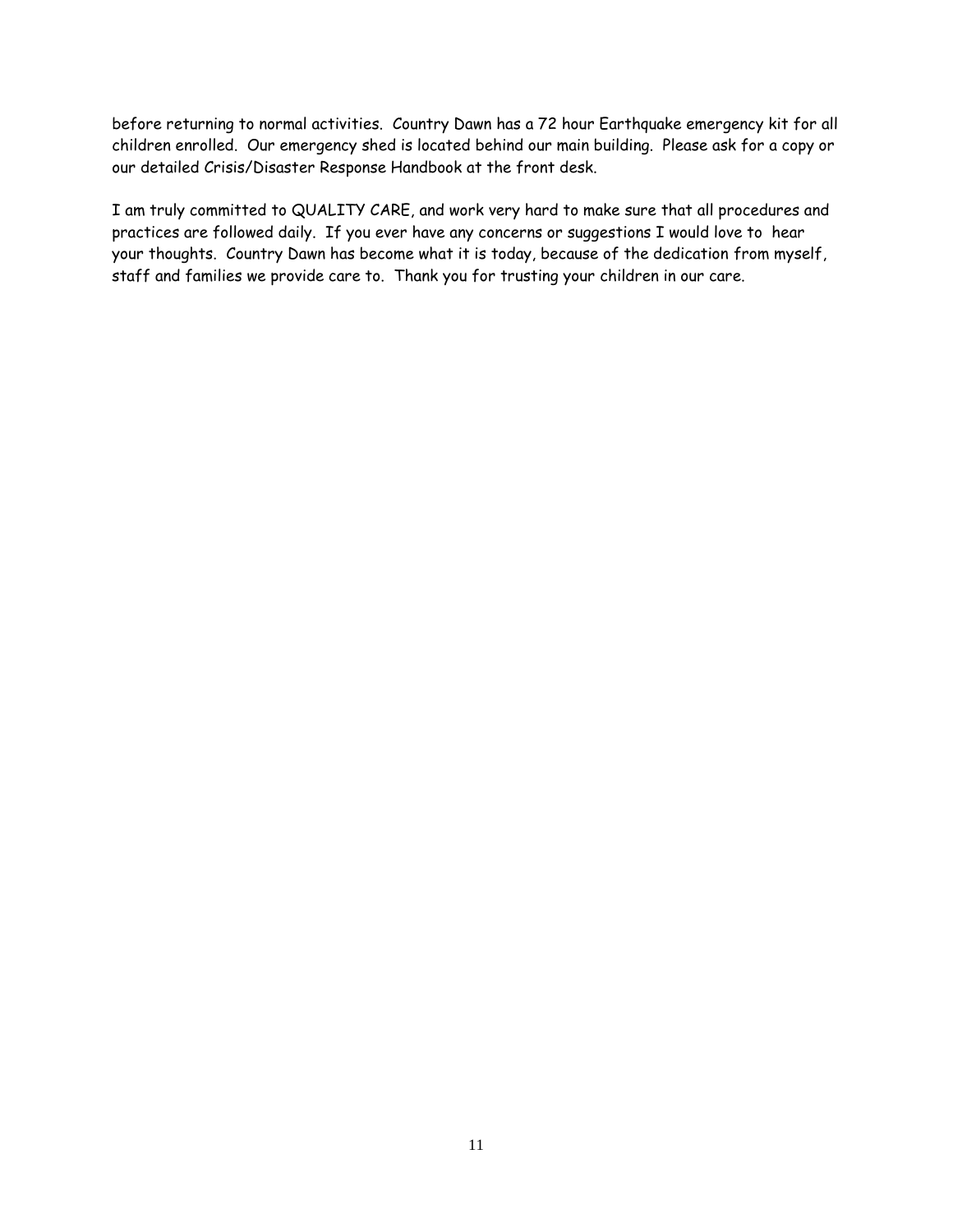before returning to normal activities. Country Dawn has a 72 hour Earthquake emergency kit for all children enrolled. Our emergency shed is located behind our main building. Please ask for a copy or our detailed Crisis/Disaster Response Handbook at the front desk.

I am truly committed to QUALITY CARE, and work very hard to make sure that all procedures and practices are followed daily. If you ever have any concerns or suggestions I would love to hear your thoughts. Country Dawn has become what it is today, because of the dedication from myself, staff and families we provide care to. Thank you for trusting your children in our care.